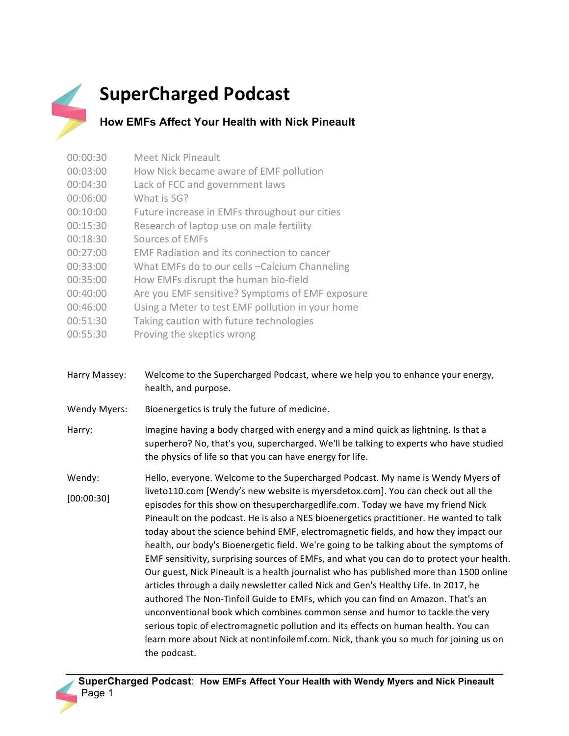# SuperCharged Podcast

## How EMFs Affect Your Health with Nick Pineault

| | |
|---|---|
| 00:00:30 | Meet Nick Pineault |
| 00:03:00 | How Nick became aware of EMF pollution |
| 00:04:30 | Lack of FCC and government laws |
| 00:06:00 | What is 5G? |
| 00:10:00 | Future increase in EMFs throughout our cities |
| 00:15:30 | Research of laptop use on male fertility |
| 00:18:30 | Sources of EMFs |
| 00:27:00 | EMF Radiation and its connection to cancer |
| 00:33:00 | What EMFs do to our cells –Calcium Channeling |
| 00:35:00 | How EMFs disrupt the human bio-field |
| 00:40:00 | Are you EMF sensitive? Symptoms of EMF exposure |
| 00:46:00 | Using a Meter to test EMF pollution in your home |
| 00:51:30 | Taking caution with future technologies |
| 00:55:30 | Proving the skeptics wrong |

Harry Massey: Welcome to the Supercharged Podcast, where we help you to enhance your energy, health, and purpose.

Wendy Myers: Bioenergetics is truly the future of medicine.

Harry: Imagine having a body charged with energy and a mind quick as lightning. Is that a superhero? No, that's you, supercharged. We'll be talking to experts who have studied the physics of life so that you can have energy for life.

Wendy: [00:00:30] Hello, everyone. Welcome to the Supercharged Podcast. My name is Wendy Myers of liveto110.com [Wendy's new website is myersdetox.com]. You can check out all the episodes for this show on thesuperchargedlife.com. Today we have my friend Nick Pineault on the podcast. He is also a NES bioenergetics practitioner. He wanted to talk today about the science behind EMF, electromagnetic fields, and how they impact our health, our body's Bioenergetic field. We're going to be talking about the symptoms of EMF sensitivity, surprising sources of EMFs, and what you can do to protect your health. Our guest, Nick Pineault is a health journalist who has published more than 1500 online articles through a daily newsletter called Nick and Gen's Healthy Life. In 2017, he authored The Non-Tinfoil Guide to EMFs, which you can find on Amazon. That's an unconventional book which combines common sense and humor to tackle the very serious topic of electromagnetic pollution and its effects on human health. You can learn more about Nick at nontinfoilemf.com. Nick, thank you so much for joining us on the podcast.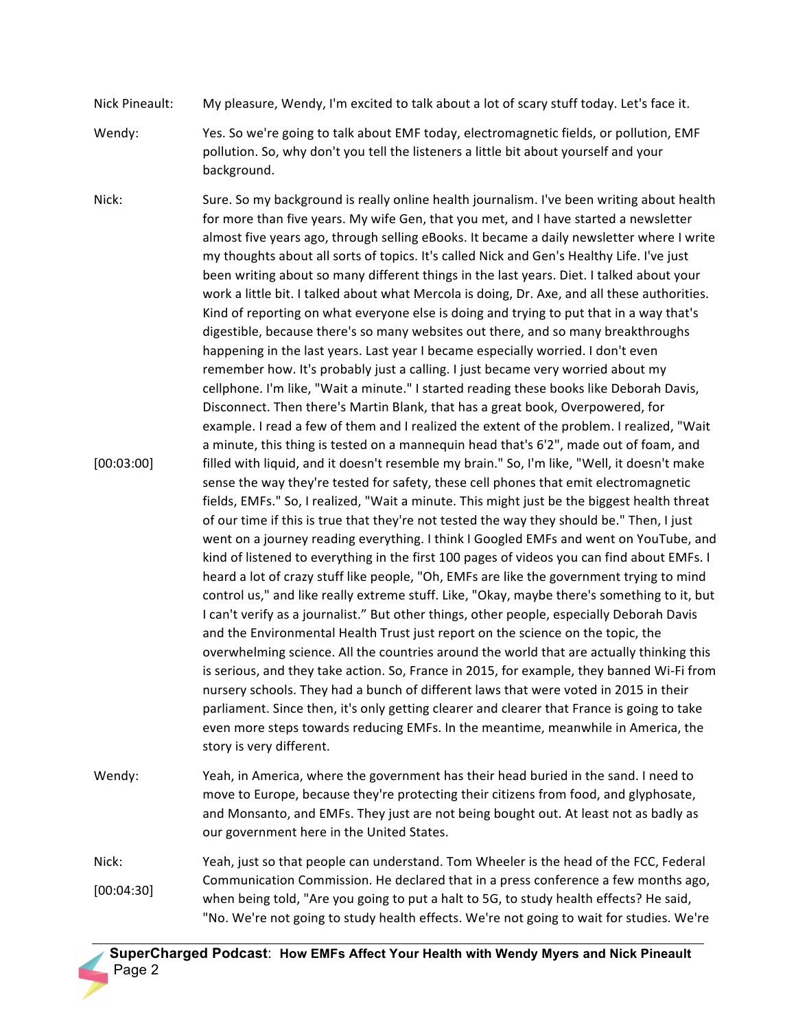Nick Pineault: My pleasure, Wendy, I'm excited to talk about a lot of scary stuff today. Let's face it.

Wendy: Yes. So we're going to talk about EMF today, electromagnetic fields, or pollution, EMF pollution. So, why don't you tell the listeners a little bit about yourself and your background.

Nick: Sure. So my background is really online health journalism. I've been writing about health for more than five years. My wife Gen, that you met, and I have started a newsletter almost five years ago, through selling eBooks. It became a daily newsletter where I write my thoughts about all sorts of topics. It's called Nick and Gen's Healthy Life. I've just been writing about so many different things in the last years. Diet. I talked about your work a little bit. I talked about what Mercola is doing, Dr. Axe, and all these authorities. Kind of reporting on what everyone else is doing and trying to put that in a way that's digestible, because there's so many websites out there, and so many breakthroughs happening in the last years. Last year I became especially worried. I don't even remember how. It's probably just a calling. I just became very worried about my cellphone. I'm like, "Wait a minute." I started reading these books like Deborah Davis, Disconnect. Then there's Martin Blank, that has a great book, Overpowered, for example. I read a few of them and I realized the extent of the problem. I realized, "Wait a minute, this thing is tested on a mannequin head that's 6'2", made out of foam, and filled with liquid, and it doesn't resemble my brain." So, I'm like, "Well, it doesn't make sense the way they're tested for safety, these cell phones that emit electromagnetic fields, EMFs." So, I realized, "Wait a minute. This might just be the biggest health threat of our time if this is true that they're not tested the way they should be." Then, I just went on a journey reading everything. I think I Googled EMFs and went on YouTube, and kind of listened to everything in the first 100 pages of videos you can find about EMFs. I heard a lot of crazy stuff like people, "Oh, EMFs are like the government trying to mind control us," and like really extreme stuff. Like, "Okay, maybe there's something to it, but I can't verify as a journalist." But other things, other people, especially Deborah Davis and the Environmental Health Trust just report on the science on the topic, the overwhelming science. All the countries around the world that are actually thinking this is serious, and they take action. So, France in 2015, for example, they banned Wi-Fi from nursery schools. They had a bunch of different laws that were voted in 2015 in their parliament. Since then, it's only getting clearer and clearer that France is going to take even more steps towards reducing EMFs. In the meantime, meanwhile in America, the story is very different.

[00:03:00]

Wendy: Yeah, in America, where the government has their head buried in the sand. I need to move to Europe, because they're protecting their citizens from food, and glyphosate, and Monsanto, and EMFs. They just are not being bought out. At least not as badly as our government here in the United States.

Nick: Yeah, just so that people can understand. Tom Wheeler is the head of the FCC, Federal Communication Commission. He declared that in a press conference a few months ago, when being told, "Are you going to put a halt to 5G, to study health effects? He said, "No. We're not going to study health effects. We're not going to wait for studies. We're

[00:04:30]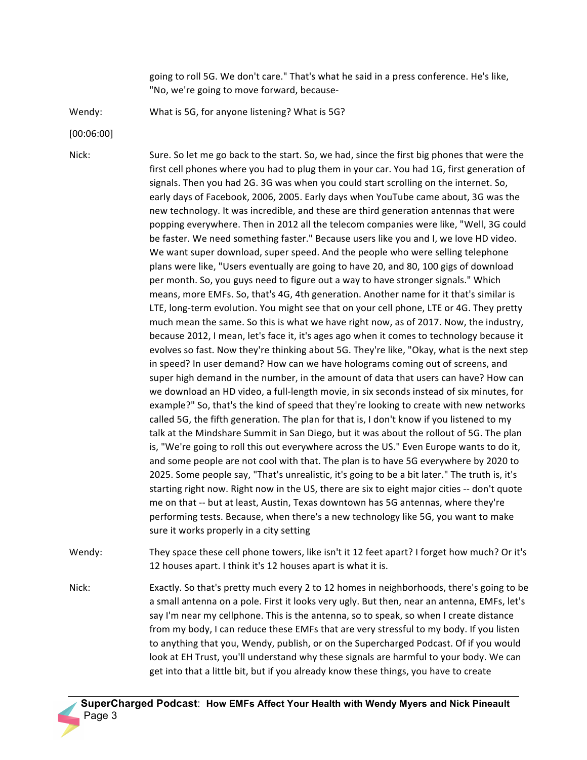going to roll 5G. We don't care." That's what he said in a press conference. He's like, "No, we're going to move forward, because-

Wendy: What is 5G, for anyone listening? What is 5G?

[00:06:00]

Nick: Sure. So let me go back to the start. So, we had, since the first big phones that were the first cell phones where you had to plug them in your car. You had 1G, first generation of signals. Then you had 2G. 3G was when you could start scrolling on the internet. So, early days of Facebook, 2006, 2005. Early days when YouTube came about, 3G was the new technology. It was incredible, and these are third generation antennas that were popping everywhere. Then in 2012 all the telecom companies were like, "Well, 3G could be faster. We need something faster." Because users like you and I, we love HD video. We want super download, super speed. And the people who were selling telephone plans were like, "Users eventually are going to have 20, and 80, 100 gigs of download per month. So, you guys need to figure out a way to have stronger signals." Which means, more EMFs. So, that's 4G, 4th generation. Another name for it that's similar is LTE, long-term evolution. You might see that on your cell phone, LTE or 4G. They pretty much mean the same. So this is what we have right now, as of 2017. Now, the industry, because 2012, I mean, let's face it, it's ages ago when it comes to technology because it evolves so fast. Now they're thinking about 5G. They're like, "Okay, what is the next step in speed? In user demand? How can we have holograms coming out of screens, and super high demand in the number, in the amount of data that users can have? How can we download an HD video, a full-length movie, in six seconds instead of six minutes, for example?" So, that's the kind of speed that they're looking to create with new networks called 5G, the fifth generation. The plan for that is, I don't know if you listened to my talk at the Mindshare Summit in San Diego, but it was about the rollout of 5G. The plan is, "We're going to roll this out everywhere across the US." Even Europe wants to do it, and some people are not cool with that. The plan is to have 5G everywhere by 2020 to 2025. Some people say, "That's unrealistic, it's going to be a bit later." The truth is, it's starting right now. Right now in the US, there are six to eight major cities -- don't quote me on that -- but at least, Austin, Texas downtown has 5G antennas, where they're performing tests. Because, when there's a new technology like 5G, you want to make sure it works properly in a city setting

Wendy: They space these cell phone towers, like isn't it 12 feet apart? I forget how much? Or it's 12 houses apart. I think it's 12 houses apart is what it is.

Nick: Exactly. So that's pretty much every 2 to 12 homes in neighborhoods, there's going to be a small antenna on a pole. First it looks very ugly. But then, near an antenna, EMFs, let's say I'm near my cellphone. This is the antenna, so to speak, so when I create distance from my body, I can reduce these EMFs that are very stressful to my body. If you listen to anything that you, Wendy, publish, or on the Supercharged Podcast. Of if you would look at EH Trust, you'll understand why these signals are harmful to your body. We can get into that a little bit, but if you already know these things, you have to create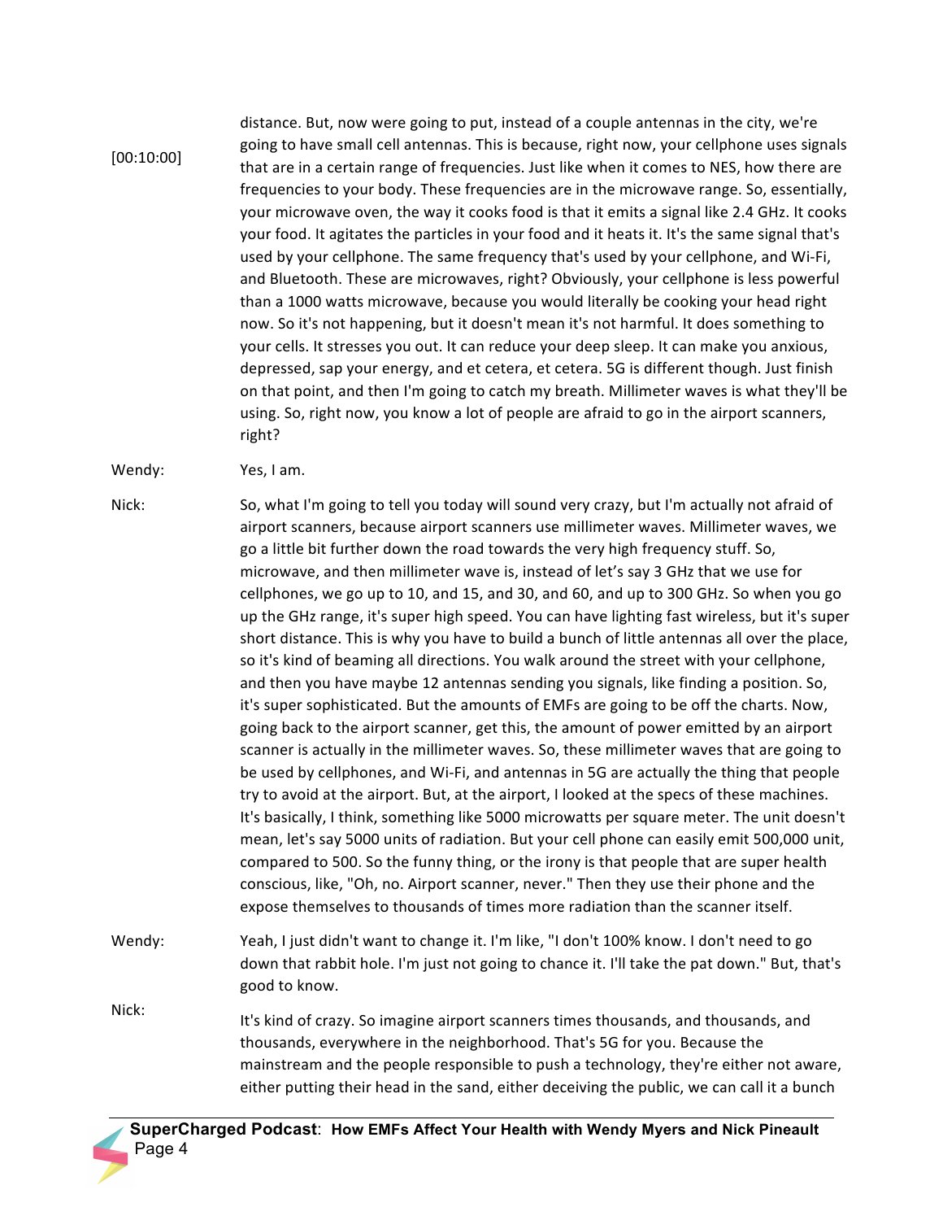[00:10:00]

distance. But, now were going to put, instead of a couple antennas in the city, we're going to have small cell antennas. This is because, right now, your cellphone uses signals that are in a certain range of frequencies. Just like when it comes to NES, how there are frequencies to your body. These frequencies are in the microwave range. So, essentially, your microwave oven, the way it cooks food is that it emits a signal like 2.4 GHz. It cooks your food. It agitates the particles in your food and it heats it. It's the same signal that's used by your cellphone. The same frequency that's used by your cellphone, and Wi-Fi, and Bluetooth. These are microwaves, right? Obviously, your cellphone is less powerful than a 1000 watts microwave, because you would literally be cooking your head right now. So it's not happening, but it doesn't mean it's not harmful. It does something to your cells. It stresses you out. It can reduce your deep sleep. It can make you anxious, depressed, sap your energy, and et cetera, et cetera. 5G is different though. Just finish on that point, and then I'm going to catch my breath. Millimeter waves is what they'll be using. So, right now, you know a lot of people are afraid to go in the airport scanners, right?

Wendy: Yes, I am.

Nick: So, what I'm going to tell you today will sound very crazy, but I'm actually not afraid of airport scanners, because airport scanners use millimeter waves. Millimeter waves, we go a little bit further down the road towards the very high frequency stuff. So, microwave, and then millimeter wave is, instead of let's say 3 GHz that we use for cellphones, we go up to 10, and 15, and 30, and 60, and up to 300 GHz. So when you go up the GHz range, it's super high speed. You can have lighting fast wireless, but it's super short distance. This is why you have to build a bunch of little antennas all over the place, so it's kind of beaming all directions. You walk around the street with your cellphone, and then you have maybe 12 antennas sending you signals, like finding a position. So, it's super sophisticated. But the amounts of EMFs are going to be off the charts. Now, going back to the airport scanner, get this, the amount of power emitted by an airport scanner is actually in the millimeter waves. So, these millimeter waves that are going to be used by cellphones, and Wi-Fi, and antennas in 5G are actually the thing that people try to avoid at the airport. But, at the airport, I looked at the specs of these machines. It's basically, I think, something like 5000 microwatts per square meter. The unit doesn't mean, let's say 5000 units of radiation. But your cell phone can easily emit 500,000 unit, compared to 500. So the funny thing, or the irony is that people that are super health conscious, like, "Oh, no. Airport scanner, never." Then they use their phone and the expose themselves to thousands of times more radiation than the scanner itself.

Wendy: Yeah, I just didn't want to change it. I'm like, "I don't 100% know. I don't need to go down that rabbit hole. I'm just not going to chance it. I'll take the pat down." But, that's good to know.

Nick: It's kind of crazy. So imagine airport scanners times thousands, and thousands, and thousands, everywhere in the neighborhood. That's 5G for you. Because the mainstream and the people responsible to push a technology, they're either not aware, either putting their head in the sand, either deceiving the public, we can call it a bunch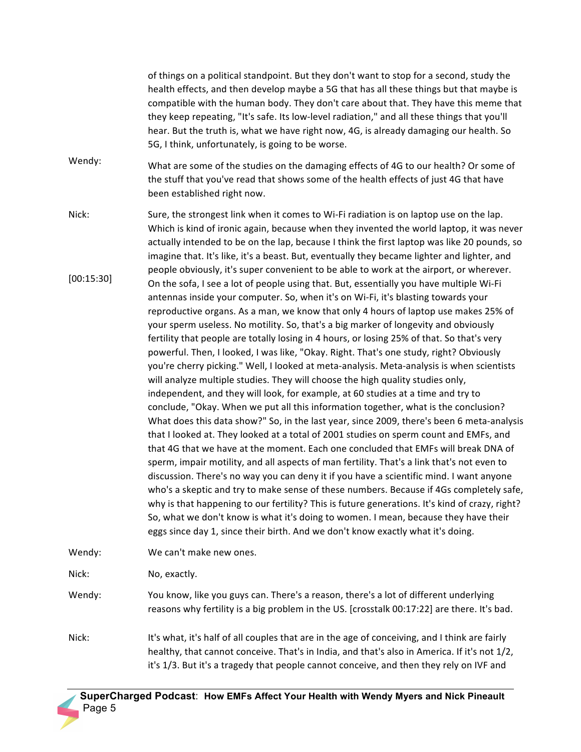of things on a political standpoint. But they don't want to stop for a second, study the health effects, and then develop maybe a 5G that has all these things but that maybe is compatible with the human body. They don't care about that. They have this meme that they keep repeating, "It's safe. Its low-level radiation," and all these things that you'll hear. But the truth is, what we have right now, 4G, is already damaging our health. So 5G, I think, unfortunately, is going to be worse.

Wendy: What are some of the studies on the damaging effects of 4G to our health? Or some of the stuff that you've read that shows some of the health effects of just 4G that have been established right now.

Nick: Sure, the strongest link when it comes to Wi-Fi radiation is on laptop use on the lap. Which is kind of ironic again, because when they invented the world laptop, it was never actually intended to be on the lap, because I think the first laptop was like 20 pounds, so imagine that. It's like, it's a beast. But, eventually they became lighter and lighter, and people obviously, it's super convenient to be able to work at the airport, or wherever. On the sofa, I see a lot of people using that. But, essentially you have multiple Wi-Fi antennas inside your computer. So, when it's on Wi-Fi, it's blasting towards your reproductive organs. As a man, we know that only 4 hours of laptop use makes 25% of your sperm useless. No motility. So, that's a big marker of longevity and obviously fertility that people are totally losing in 4 hours, or losing 25% of that. So that's very powerful. Then, I looked, I was like, "Okay. Right. That's one study, right? Obviously you're cherry picking." Well, I looked at meta-analysis. Meta-analysis is when scientists will analyze multiple studies. They will choose the high quality studies only, independent, and they will look, for example, at 60 studies at a time and try to conclude, "Okay. When we put all this information together, what is the conclusion? What does this data show?" So, in the last year, since 2009, there's been 6 meta-analysis that I looked at. They looked at a total of 2001 studies on sperm count and EMFs, and that 4G that we have at the moment. Each one concluded that EMFs will break DNA of sperm, impair motility, and all aspects of man fertility. That's a link that's not even to discussion. There's no way you can deny it if you have a scientific mind. I want anyone who's a skeptic and try to make sense of these numbers. Because if 4Gs completely safe, why is that happening to our fertility? This is future generations. It's kind of crazy, right? So, what we don't know is what it's doing to women. I mean, because they have their eggs since day 1, since their birth. And we don't know exactly what it's doing.

[00:15:30]

Wendy: We can't make new ones.

Nick: No, exactly.

Wendy: You know, like you guys can. There's a reason, there's a lot of different underlying reasons why fertility is a big problem in the US. [crosstalk 00:17:22] are there. It's bad.

Nick: It's what, it's half of all couples that are in the age of conceiving, and I think are fairly healthy, that cannot conceive. That's in India, and that's also in America. If it's not 1/2, it's 1/3. But it's a tragedy that people cannot conceive, and then they rely on IVF and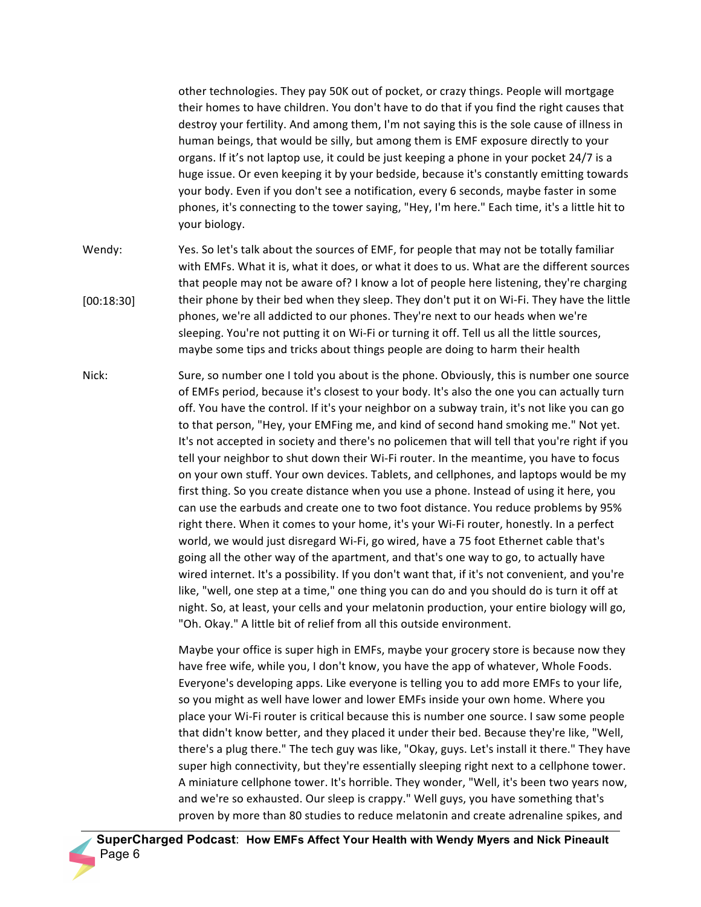other technologies. They pay 50K out of pocket, or crazy things. People will mortgage their homes to have children. You don't have to do that if you find the right causes that destroy your fertility. And among them, I'm not saying this is the sole cause of illness in human beings, that would be silly, but among them is EMF exposure directly to your organs. If it's not laptop use, it could be just keeping a phone in your pocket 24/7 is a huge issue. Or even keeping it by your bedside, because it's constantly emitting towards your body. Even if you don't see a notification, every 6 seconds, maybe faster in some phones, it's connecting to the tower saying, "Hey, I'm here." Each time, it's a little hit to your biology.

Wendy: Yes. So let's talk about the sources of EMF, for people that may not be totally familiar with EMFs. What it is, what it does, or what it does to us. What are the different sources that people may not be aware of? I know a lot of people here listening, they're charging their phone by their bed when they sleep. They don't put it on Wi-Fi. They have the little phones, we're all addicted to our phones. They're next to our heads when we're sleeping. You're not putting it on Wi-Fi or turning it off. Tell us all the little sources, maybe some tips and tricks about things people are doing to harm their health

[00:18:30]

Nick: Sure, so number one I told you about is the phone. Obviously, this is number one source of EMFs period, because it's closest to your body. It's also the one you can actually turn off. You have the control. If it's your neighbor on a subway train, it's not like you can go to that person, "Hey, your EMFing me, and kind of second hand smoking me." Not yet. It's not accepted in society and there's no policemen that will tell that you're right if you tell your neighbor to shut down their Wi-Fi router. In the meantime, you have to focus on your own stuff. Your own devices. Tablets, and cellphones, and laptops would be my first thing. So you create distance when you use a phone. Instead of using it here, you can use the earbuds and create one to two foot distance. You reduce problems by 95% right there. When it comes to your home, it's your Wi-Fi router, honestly. In a perfect world, we would just disregard Wi-Fi, go wired, have a 75 foot Ethernet cable that's going all the other way of the apartment, and that's one way to go, to actually have wired internet. It's a possibility. If you don't want that, if it's not convenient, and you're like, "well, one step at a time," one thing you can do and you should do is turn it off at night. So, at least, your cells and your melatonin production, your entire biology will go, "Oh. Okay." A little bit of relief from all this outside environment.

Maybe your office is super high in EMFs, maybe your grocery store is because now they have free wife, while you, I don't know, you have the app of whatever, Whole Foods. Everyone's developing apps. Like everyone is telling you to add more EMFs to your life, so you might as well have lower and lower EMFs inside your own home. Where you place your Wi-Fi router is critical because this is number one source. I saw some people that didn't know better, and they placed it under their bed. Because they're like, "Well, there's a plug there." The tech guy was like, "Okay, guys. Let's install it there." They have super high connectivity, but they're essentially sleeping right next to a cellphone tower. A miniature cellphone tower. It's horrible. They wonder, "Well, it's been two years now, and we're so exhausted. Our sleep is crappy." Well guys, you have something that's proven by more than 80 studies to reduce melatonin and create adrenaline spikes, and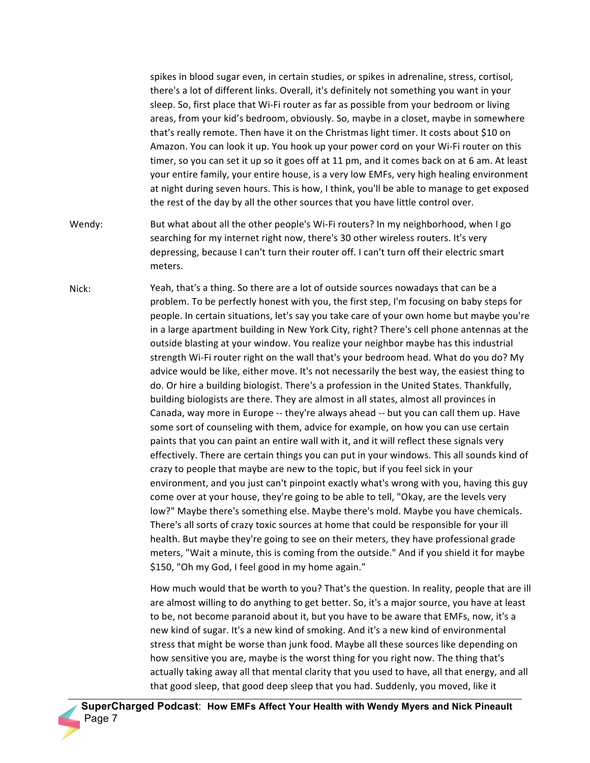spikes in blood sugar even, in certain studies, or spikes in adrenaline, stress, cortisol, there's a lot of different links. Overall, it's definitely not something you want in your sleep. So, first place that Wi-Fi router as far as possible from your bedroom or living areas, from your kid's bedroom, obviously. So, maybe in a closet, maybe in somewhere that's really remote. Then have it on the Christmas light timer. It costs about $10 on Amazon. You can look it up. You hook up your power cord on your Wi-Fi router on this timer, so you can set it up so it goes off at 11 pm, and it comes back on at 6 am. At least your entire family, your entire house, is a very low EMFs, very high healing environment at night during seven hours. This is how, I think, you'll be able to manage to get exposed the rest of the day by all the other sources that you have little control over.

Wendy: But what about all the other people's Wi-Fi routers? In my neighborhood, when I go searching for my internet right now, there's 30 other wireless routers. It's very depressing, because I can't turn their router off. I can't turn off their electric smart meters.

Nick: Yeah, that's a thing. So there are a lot of outside sources nowadays that can be a problem. To be perfectly honest with you, the first step, I'm focusing on baby steps for people. In certain situations, let's say you take care of your own home but maybe you're in a large apartment building in New York City, right? There's cell phone antennas at the outside blasting at your window. You realize your neighbor maybe has this industrial strength Wi-Fi router right on the wall that's your bedroom head. What do you do? My advice would be like, either move. It's not necessarily the best way, the easiest thing to do. Or hire a building biologist. There's a profession in the United States. Thankfully, building biologists are there. They are almost in all states, almost all provinces in Canada, way more in Europe -- they're always ahead -- but you can call them up. Have some sort of counseling with them, advice for example, on how you can use certain paints that you can paint an entire wall with it, and it will reflect these signals very effectively. There are certain things you can put in your windows. This all sounds kind of crazy to people that maybe are new to the topic, but if you feel sick in your environment, and you just can't pinpoint exactly what's wrong with you, having this guy come over at your house, they're going to be able to tell, "Okay, are the levels very low?" Maybe there's something else. Maybe there's mold. Maybe you have chemicals. There's all sorts of crazy toxic sources at home that could be responsible for your ill health. But maybe they're going to see on their meters, they have professional grade meters, "Wait a minute, this is coming from the outside." And if you shield it for maybe $150, "Oh my God, I feel good in my home again."

How much would that be worth to you? That's the question. In reality, people that are ill are almost willing to do anything to get better. So, it's a major source, you have at least to be, not become paranoid about it, but you have to be aware that EMFs, now, it's a new kind of sugar. It's a new kind of smoking. And it's a new kind of environmental stress that might be worse than junk food. Maybe all these sources like depending on how sensitive you are, maybe is the worst thing for you right now. The thing that's actually taking away all that mental clarity that you used to have, all that energy, and all that good sleep, that good deep sleep that you had. Suddenly, you moved, like it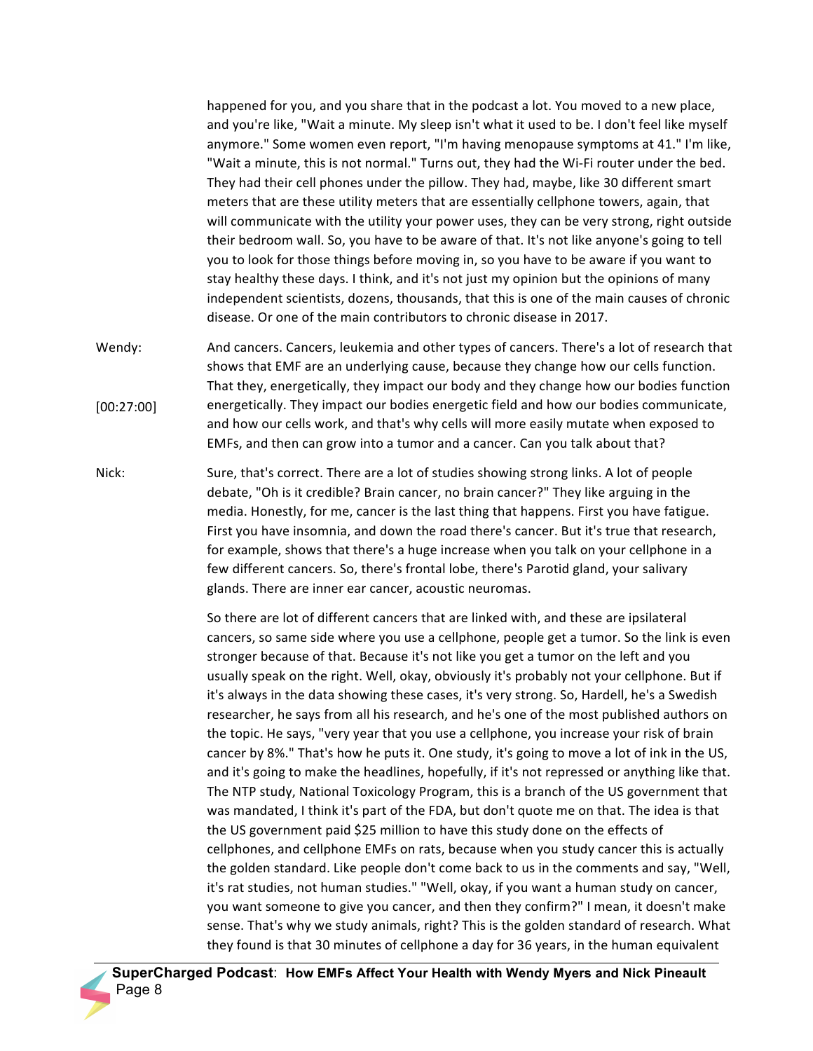happened for you, and you share that in the podcast a lot. You moved to a new place, and you're like, "Wait a minute. My sleep isn't what it used to be. I don't feel like myself anymore." Some women even report, "I'm having menopause symptoms at 41." I'm like, "Wait a minute, this is not normal." Turns out, they had the Wi-Fi router under the bed. They had their cell phones under the pillow. They had, maybe, like 30 different smart meters that are these utility meters that are essentially cellphone towers, again, that will communicate with the utility your power uses, they can be very strong, right outside their bedroom wall. So, you have to be aware of that. It's not like anyone's going to tell you to look for those things before moving in, so you have to be aware if you want to stay healthy these days. I think, and it's not just my opinion but the opinions of many independent scientists, dozens, thousands, that this is one of the main causes of chronic disease. Or one of the main contributors to chronic disease in 2017.

Wendy: And cancers. Cancers, leukemia and other types of cancers. There's a lot of research that shows that EMF are an underlying cause, because they change how our cells function. That they, energetically, they impact our body and they change how our bodies function energetically. They impact our bodies energetic field and how our bodies communicate, and how our cells work, and that's why cells will more easily mutate when exposed to EMFs, and then can grow into a tumor and a cancer. Can you talk about that?

[00:27:00]

Nick: Sure, that's correct. There are a lot of studies showing strong links. A lot of people debate, "Oh is it credible? Brain cancer, no brain cancer?" They like arguing in the media. Honestly, for me, cancer is the last thing that happens. First you have fatigue. First you have insomnia, and down the road there's cancer. But it's true that research, for example, shows that there's a huge increase when you talk on your cellphone in a few different cancers. So, there's frontal lobe, there's Parotid gland, your salivary glands. There are inner ear cancer, acoustic neuromas.

So there are lot of different cancers that are linked with, and these are ipsilateral cancers, so same side where you use a cellphone, people get a tumor. So the link is even stronger because of that. Because it's not like you get a tumor on the left and you usually speak on the right. Well, okay, obviously it's probably not your cellphone. But if it's always in the data showing these cases, it's very strong. So, Hardell, he's a Swedish researcher, he says from all his research, and he's one of the most published authors on the topic. He says, "very year that you use a cellphone, you increase your risk of brain cancer by 8%." That's how he puts it. One study, it's going to move a lot of ink in the US, and it's going to make the headlines, hopefully, if it's not repressed or anything like that. The NTP study, National Toxicology Program, this is a branch of the US government that was mandated, I think it's part of the FDA, but don't quote me on that. The idea is that the US government paid $25 million to have this study done on the effects of cellphones, and cellphone EMFs on rats, because when you study cancer this is actually the golden standard. Like people don't come back to us in the comments and say, "Well, it's rat studies, not human studies." "Well, okay, if you want a human study on cancer, you want someone to give you cancer, and then they confirm?" I mean, it doesn't make sense. That's why we study animals, right? This is the golden standard of research. What they found is that 30 minutes of cellphone a day for 36 years, in the human equivalent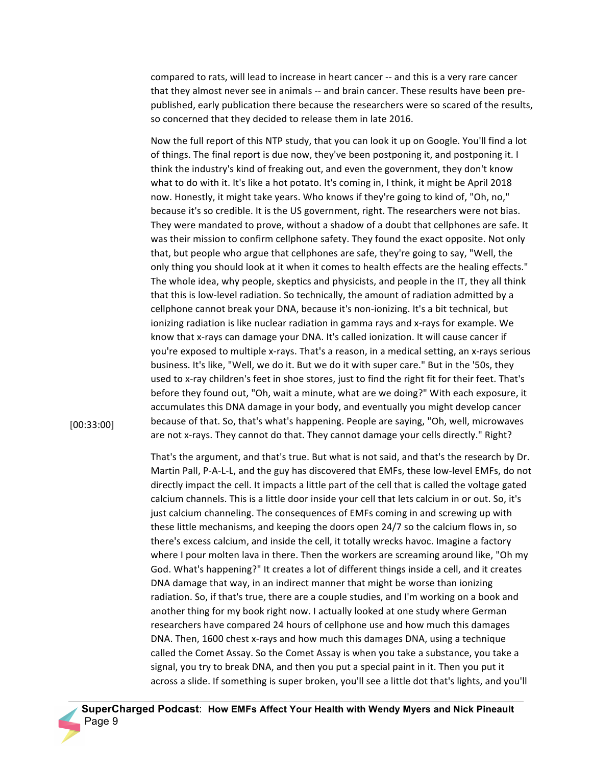compared to rats, will lead to increase in heart cancer -- and this is a very rare cancer that they almost never see in animals -- and brain cancer. These results have been pre-published, early publication there because the researchers were so scared of the results, so concerned that they decided to release them in late 2016.

Now the full report of this NTP study, that you can look it up on Google. You'll find a lot of things. The final report is due now, they've been postponing it, and postponing it. I think the industry's kind of freaking out, and even the government, they don't know what to do with it. It's like a hot potato. It's coming in, I think, it might be April 2018 now. Honestly, it might take years. Who knows if they're going to kind of, "Oh, no," because it's so credible. It is the US government, right. The researchers were not bias. They were mandated to prove, without a shadow of a doubt that cellphones are safe. It was their mission to confirm cellphone safety. They found the exact opposite. Not only that, but people who argue that cellphones are safe, they're going to say, "Well, the only thing you should look at it when it comes to health effects are the healing effects." The whole idea, why people, skeptics and physicists, and people in the IT, they all think that this is low-level radiation. So technically, the amount of radiation admitted by a cellphone cannot break your DNA, because it's non-ionizing. It's a bit technical, but ionizing radiation is like nuclear radiation in gamma rays and x-rays for example. We know that x-rays can damage your DNA. It's called ionization. It will cause cancer if you're exposed to multiple x-rays. That's a reason, in a medical setting, an x-rays serious business. It's like, "Well, we do it. But we do it with super care." But in the '50s, they used to x-ray children's feet in shoe stores, just to find the right fit for their feet. That's before they found out, "Oh, wait a minute, what are we doing?" With each exposure, it accumulates this DNA damage in your body, and eventually you might develop cancer because of that. So, that's what's happening. People are saying, "Oh, well, microwaves are not x-rays. They cannot do that. They cannot damage your cells directly." Right?

[00:33:00]

That's the argument, and that's true. But what is not said, and that's the research by Dr. Martin Pall, P-A-L-L, and the guy has discovered that EMFs, these low-level EMFs, do not directly impact the cell. It impacts a little part of the cell that is called the voltage gated calcium channels. This is a little door inside your cell that lets calcium in or out. So, it's just calcium channeling. The consequences of EMFs coming in and screwing up with these little mechanisms, and keeping the doors open 24/7 so the calcium flows in, so there's excess calcium, and inside the cell, it totally wrecks havoc. Imagine a factory where I pour molten lava in there. Then the workers are screaming around like, "Oh my God. What's happening?" It creates a lot of different things inside a cell, and it creates DNA damage that way, in an indirect manner that might be worse than ionizing radiation. So, if that's true, there are a couple studies, and I'm working on a book and another thing for my book right now. I actually looked at one study where German researchers have compared 24 hours of cellphone use and how much this damages DNA. Then, 1600 chest x-rays and how much this damages DNA, using a technique called the Comet Assay. So the Comet Assay is when you take a substance, you take a signal, you try to break DNA, and then you put a special paint in it. Then you put it across a slide. If something is super broken, you'll see a little dot that's lights, and you'll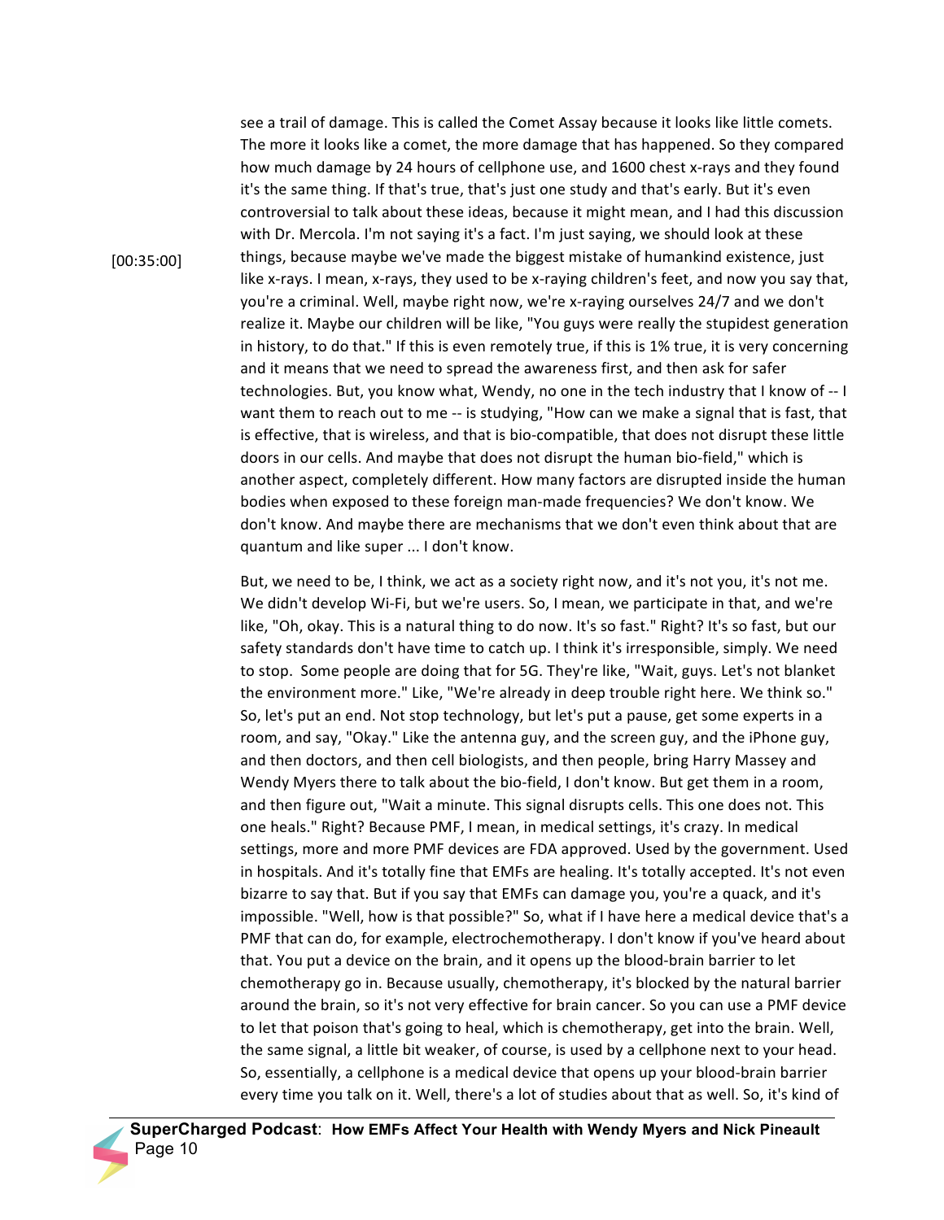see a trail of damage. This is called the Comet Assay because it looks like little comets. The more it looks like a comet, the more damage that has happened. So they compared how much damage by 24 hours of cellphone use, and 1600 chest x-rays and they found it's the same thing. If that's true, that's just one study and that's early. But it's even controversial to talk about these ideas, because it might mean, and I had this discussion with Dr. Mercola. I'm not saying it's a fact. I'm just saying, we should look at these things, because maybe we've made the biggest mistake of humankind existence, just like x-rays. I mean, x-rays, they used to be x-raying children's feet, and now you say that, you're a criminal. Well, maybe right now, we're x-raying ourselves 24/7 and we don't realize it. Maybe our children will be like, "You guys were really the stupidest generation in history, to do that." If this is even remotely true, if this is 1% true, it is very concerning and it means that we need to spread the awareness first, and then ask for safer technologies. But, you know what, Wendy, no one in the tech industry that I know of -- I want them to reach out to me -- is studying, "How can we make a signal that is fast, that is effective, that is wireless, and that is bio-compatible, that does not disrupt these little doors in our cells. And maybe that does not disrupt the human bio-field," which is another aspect, completely different. How many factors are disrupted inside the human bodies when exposed to these foreign man-made frequencies? We don't know. We don't know. And maybe there are mechanisms that we don't even think about that are quantum and like super ... I don't know.

[00:35:00]

But, we need to be, I think, we act as a society right now, and it's not you, it's not me. We didn't develop Wi-Fi, but we're users. So, I mean, we participate in that, and we're like, "Oh, okay. This is a natural thing to do now. It's so fast." Right? It's so fast, but our safety standards don't have time to catch up. I think it's irresponsible, simply. We need to stop. Some people are doing that for 5G. They're like, "Wait, guys. Let's not blanket the environment more." Like, "We're already in deep trouble right here. We think so." So, let's put an end. Not stop technology, but let's put a pause, get some experts in a room, and say, "Okay." Like the antenna guy, and the screen guy, and the iPhone guy, and then doctors, and then cell biologists, and then people, bring Harry Massey and Wendy Myers there to talk about the bio-field, I don't know. But get them in a room, and then figure out, "Wait a minute. This signal disrupts cells. This one does not. This one heals." Right? Because PMF, I mean, in medical settings, it's crazy. In medical settings, more and more PMF devices are FDA approved. Used by the government. Used in hospitals. And it's totally fine that EMFs are healing. It's totally accepted. It's not even bizarre to say that. But if you say that EMFs can damage you, you're a quack, and it's impossible. "Well, how is that possible?" So, what if I have here a medical device that's a PMF that can do, for example, electrochemotherapy. I don't know if you've heard about that. You put a device on the brain, and it opens up the blood-brain barrier to let chemotherapy go in. Because usually, chemotherapy, it's blocked by the natural barrier around the brain, so it's not very effective for brain cancer. So you can use a PMF device to let that poison that's going to heal, which is chemotherapy, get into the brain. Well, the same signal, a little bit weaker, of course, is used by a cellphone next to your head. So, essentially, a cellphone is a medical device that opens up your blood-brain barrier every time you talk on it. Well, there's a lot of studies about that as well. So, it's kind of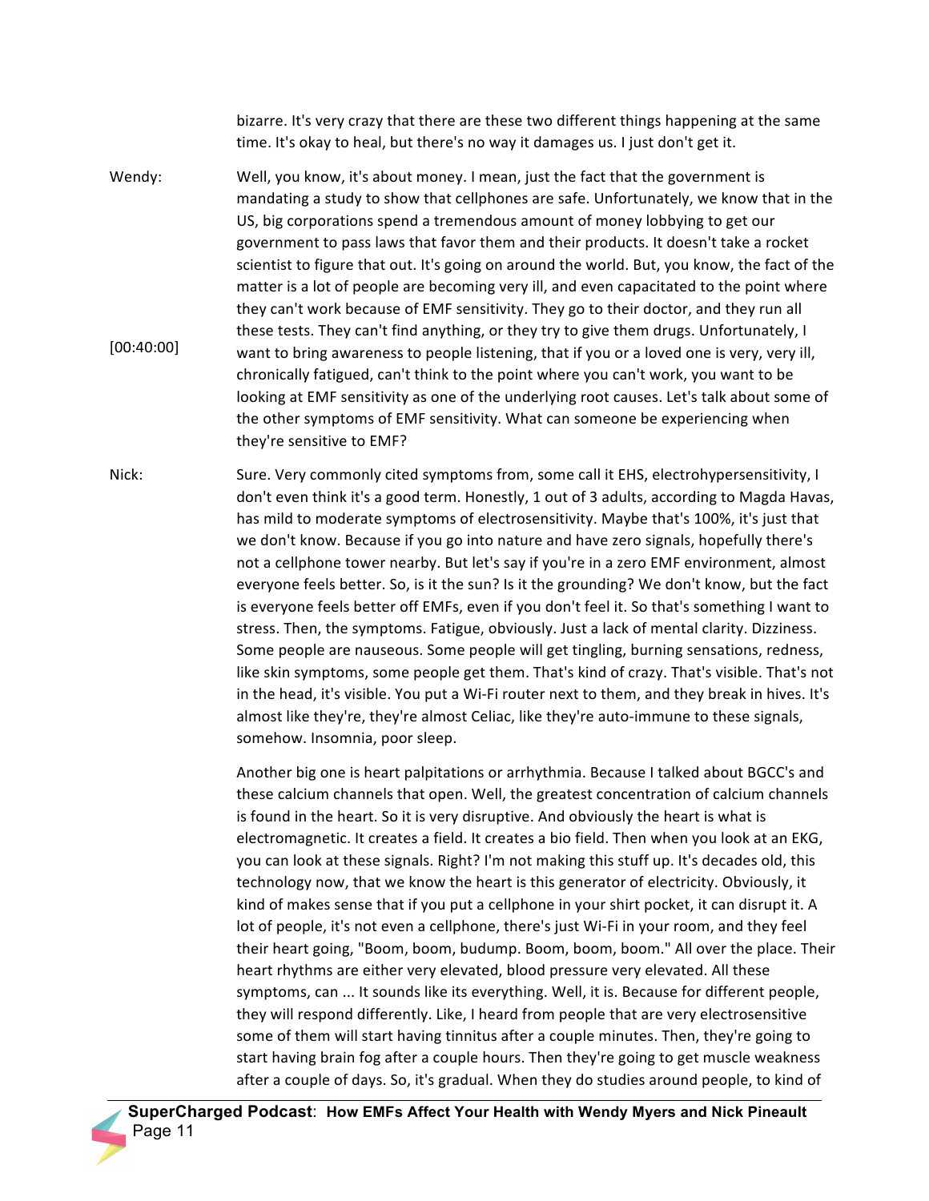bizarre. It's very crazy that there are these two different things happening at the same time. It's okay to heal, but there's no way it damages us. I just don't get it.

Wendy: Well, you know, it's about money. I mean, just the fact that the government is mandating a study to show that cellphones are safe. Unfortunately, we know that in the US, big corporations spend a tremendous amount of money lobbying to get our government to pass laws that favor them and their products. It doesn't take a rocket scientist to figure that out. It's going on around the world. But, you know, the fact of the matter is a lot of people are becoming very ill, and even capacitated to the point where they can't work because of EMF sensitivity. They go to their doctor, and they run all these tests. They can't find anything, or they try to give them drugs. Unfortunately, I want to bring awareness to people listening, that if you or a loved one is very, very ill, chronically fatigued, can't think to the point where you can't work, you want to be looking at EMF sensitivity as one of the underlying root causes. Let's talk about some of the other symptoms of EMF sensitivity. What can someone be experiencing when they're sensitive to EMF?

[00:40:00]

Nick: Sure. Very commonly cited symptoms from, some call it EHS, electrohypersensitivity, I don't even think it's a good term. Honestly, 1 out of 3 adults, according to Magda Havas, has mild to moderate symptoms of electrosensitivity. Maybe that's 100%, it's just that we don't know. Because if you go into nature and have zero signals, hopefully there's not a cellphone tower nearby. But let's say if you're in a zero EMF environment, almost everyone feels better. So, is it the sun? Is it the grounding? We don't know, but the fact is everyone feels better off EMFs, even if you don't feel it. So that's something I want to stress. Then, the symptoms. Fatigue, obviously. Just a lack of mental clarity. Dizziness. Some people are nauseous. Some people will get tingling, burning sensations, redness, like skin symptoms, some people get them. That's kind of crazy. That's visible. That's not in the head, it's visible. You put a Wi-Fi router next to them, and they break in hives. It's almost like they're, they're almost Celiac, like they're auto-immune to these signals, somehow. Insomnia, poor sleep.

Another big one is heart palpitations or arrhythmia. Because I talked about BGCC's and these calcium channels that open. Well, the greatest concentration of calcium channels is found in the heart. So it is very disruptive. And obviously the heart is what is electromagnetic. It creates a field. It creates a bio field. Then when you look at an EKG, you can look at these signals. Right? I'm not making this stuff up. It's decades old, this technology now, that we know the heart is this generator of electricity. Obviously, it kind of makes sense that if you put a cellphone in your shirt pocket, it can disrupt it. A lot of people, it's not even a cellphone, there's just Wi-Fi in your room, and they feel their heart going, "Boom, boom, budump. Boom, boom, boom." All over the place. Their heart rhythms are either very elevated, blood pressure very elevated. All these symptoms, can ... It sounds like its everything. Well, it is. Because for different people, they will respond differently. Like, I heard from people that are very electrosensitive some of them will start having tinnitus after a couple minutes. Then, they're going to start having brain fog after a couple hours. Then they're going to get muscle weakness after a couple of days. So, it's gradual. When they do studies around people, to kind of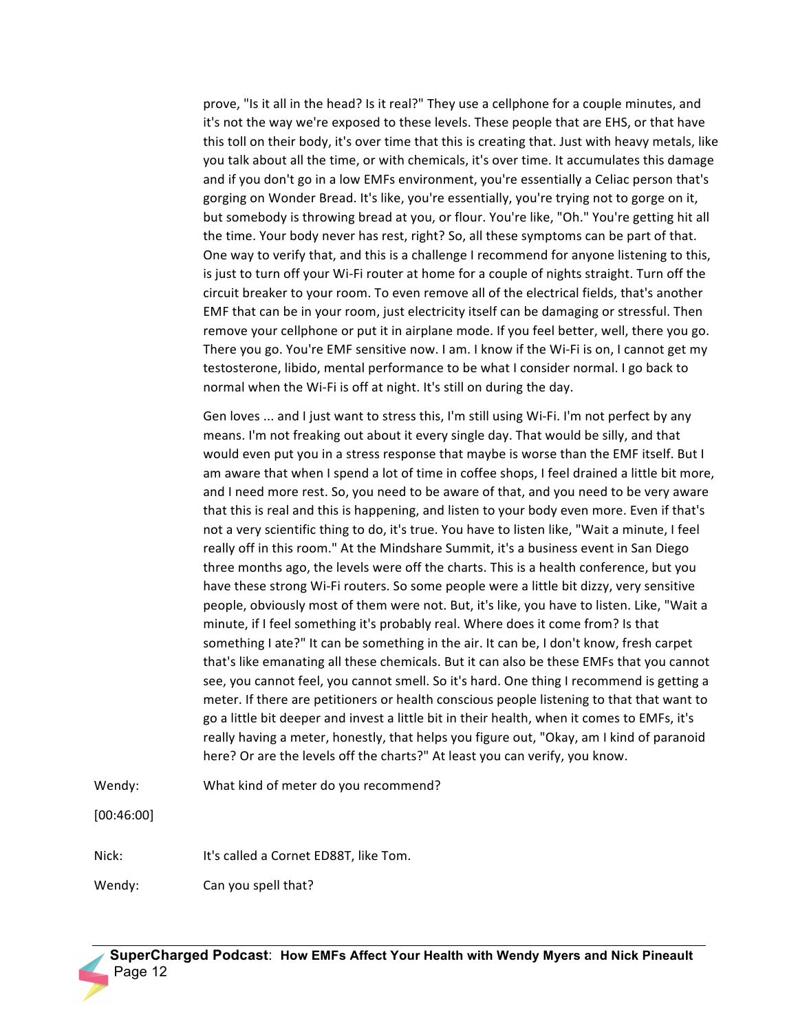prove, "Is it all in the head? Is it real?" They use a cellphone for a couple minutes, and it's not the way we're exposed to these levels. These people that are EHS, or that have this toll on their body, it's over time that this is creating that. Just with heavy metals, like you talk about all the time, or with chemicals, it's over time. It accumulates this damage and if you don't go in a low EMFs environment, you're essentially a Celiac person that's gorging on Wonder Bread. It's like, you're essentially, you're trying not to gorge on it, but somebody is throwing bread at you, or flour. You're like, "Oh." You're getting hit all the time. Your body never has rest, right? So, all these symptoms can be part of that. One way to verify that, and this is a challenge I recommend for anyone listening to this, is just to turn off your Wi-Fi router at home for a couple of nights straight. Turn off the circuit breaker to your room. To even remove all of the electrical fields, that's another EMF that can be in your room, just electricity itself can be damaging or stressful. Then remove your cellphone or put it in airplane mode. If you feel better, well, there you go. There you go. You're EMF sensitive now. I am. I know if the Wi-Fi is on, I cannot get my testosterone, libido, mental performance to be what I consider normal. I go back to normal when the Wi-Fi is off at night. It's still on during the day.

Gen loves ... and I just want to stress this, I'm still using Wi-Fi. I'm not perfect by any means. I'm not freaking out about it every single day. That would be silly, and that would even put you in a stress response that maybe is worse than the EMF itself. But I am aware that when I spend a lot of time in coffee shops, I feel drained a little bit more, and I need more rest. So, you need to be aware of that, and you need to be very aware that this is real and this is happening, and listen to your body even more. Even if that's not a very scientific thing to do, it's true. You have to listen like, "Wait a minute, I feel really off in this room." At the Mindshare Summit, it's a business event in San Diego three months ago, the levels were off the charts. This is a health conference, but you have these strong Wi-Fi routers. So some people were a little bit dizzy, very sensitive people, obviously most of them were not. But, it's like, you have to listen. Like, "Wait a minute, if I feel something it's probably real. Where does it come from? Is that something I ate?" It can be something in the air. It can be, I don't know, fresh carpet that's like emanating all these chemicals. But it can also be these EMFs that you cannot see, you cannot feel, you cannot smell. So it's hard. One thing I recommend is getting a meter. If there are petitioners or health conscious people listening to that that want to go a little bit deeper and invest a little bit in their health, when it comes to EMFs, it's really having a meter, honestly, that helps you figure out, "Okay, am I kind of paranoid here? Or are the levels off the charts?" At least you can verify, you know.

Wendy: What kind of meter do you recommend?

[00:46:00]

Nick: It's called a Cornet ED88T, like Tom.

Wendy: Can you spell that?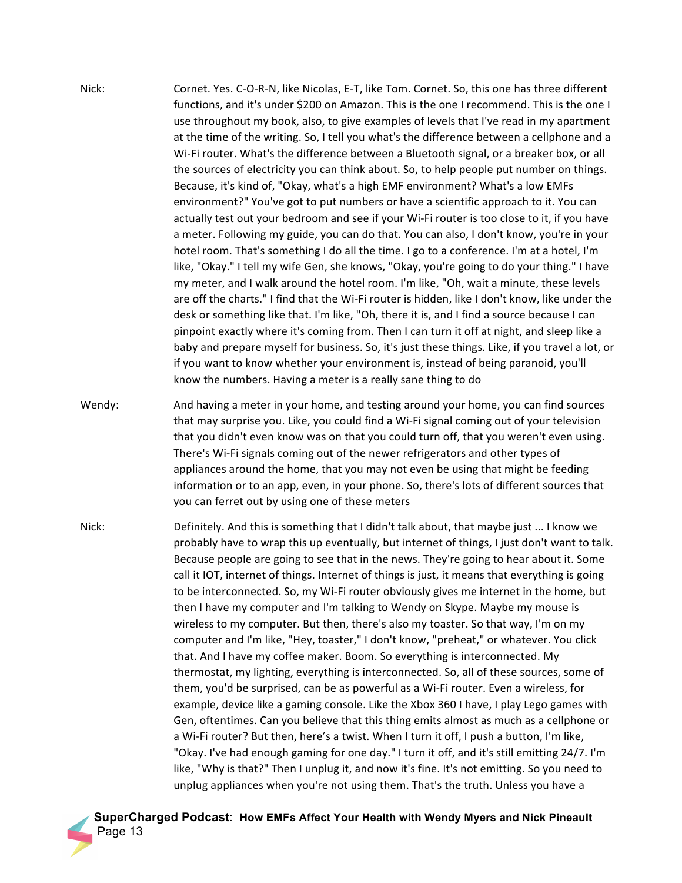Nick: Cornet. Yes. C-O-R-N, like Nicolas, E-T, like Tom. Cornet. So, this one has three different functions, and it's under $200 on Amazon. This is the one I recommend. This is the one I use throughout my book, also, to give examples of levels that I've read in my apartment at the time of the writing. So, I tell you what's the difference between a cellphone and a Wi-Fi router. What's the difference between a Bluetooth signal, or a breaker box, or all the sources of electricity you can think about. So, to help people put number on things. Because, it's kind of, "Okay, what's a high EMF environment? What's a low EMFs environment?" You've got to put numbers or have a scientific approach to it. You can actually test out your bedroom and see if your Wi-Fi router is too close to it, if you have a meter. Following my guide, you can do that. You can also, I don't know, you're in your hotel room. That's something I do all the time. I go to a conference. I'm at a hotel, I'm like, "Okay." I tell my wife Gen, she knows, "Okay, you're going to do your thing." I have my meter, and I walk around the hotel room. I'm like, "Oh, wait a minute, these levels are off the charts." I find that the Wi-Fi router is hidden, like I don't know, like under the desk or something like that. I'm like, "Oh, there it is, and I find a source because I can pinpoint exactly where it's coming from. Then I can turn it off at night, and sleep like a baby and prepare myself for business. So, it's just these things. Like, if you travel a lot, or if you want to know whether your environment is, instead of being paranoid, you'll know the numbers. Having a meter is a really sane thing to do

Wendy: And having a meter in your home, and testing around your home, you can find sources that may surprise you. Like, you could find a Wi-Fi signal coming out of your television that you didn't even know was on that you could turn off, that you weren't even using. There's Wi-Fi signals coming out of the newer refrigerators and other types of appliances around the home, that you may not even be using that might be feeding information or to an app, even, in your phone. So, there's lots of different sources that you can ferret out by using one of these meters

Nick: Definitely. And this is something that I didn't talk about, that maybe just ... I know we probably have to wrap this up eventually, but internet of things, I just don't want to talk. Because people are going to see that in the news. They're going to hear about it. Some call it IOT, internet of things. Internet of things is just, it means that everything is going to be interconnected. So, my Wi-Fi router obviously gives me internet in the home, but then I have my computer and I'm talking to Wendy on Skype. Maybe my mouse is wireless to my computer. But then, there's also my toaster. So that way, I'm on my computer and I'm like, "Hey, toaster," I don't know, "preheat," or whatever. You click that. And I have my coffee maker. Boom. So everything is interconnected. My thermostat, my lighting, everything is interconnected. So, all of these sources, some of them, you'd be surprised, can be as powerful as a Wi-Fi router. Even a wireless, for example, device like a gaming console. Like the Xbox 360 I have, I play Lego games with Gen, oftentimes. Can you believe that this thing emits almost as much as a cellphone or a Wi-Fi router? But then, here's a twist. When I turn it off, I push a button, I'm like, "Okay. I've had enough gaming for one day." I turn it off, and it's still emitting 24/7. I'm like, "Why is that?" Then I unplug it, and now it's fine. It's not emitting. So you need to unplug appliances when you're not using them. That's the truth. Unless you have a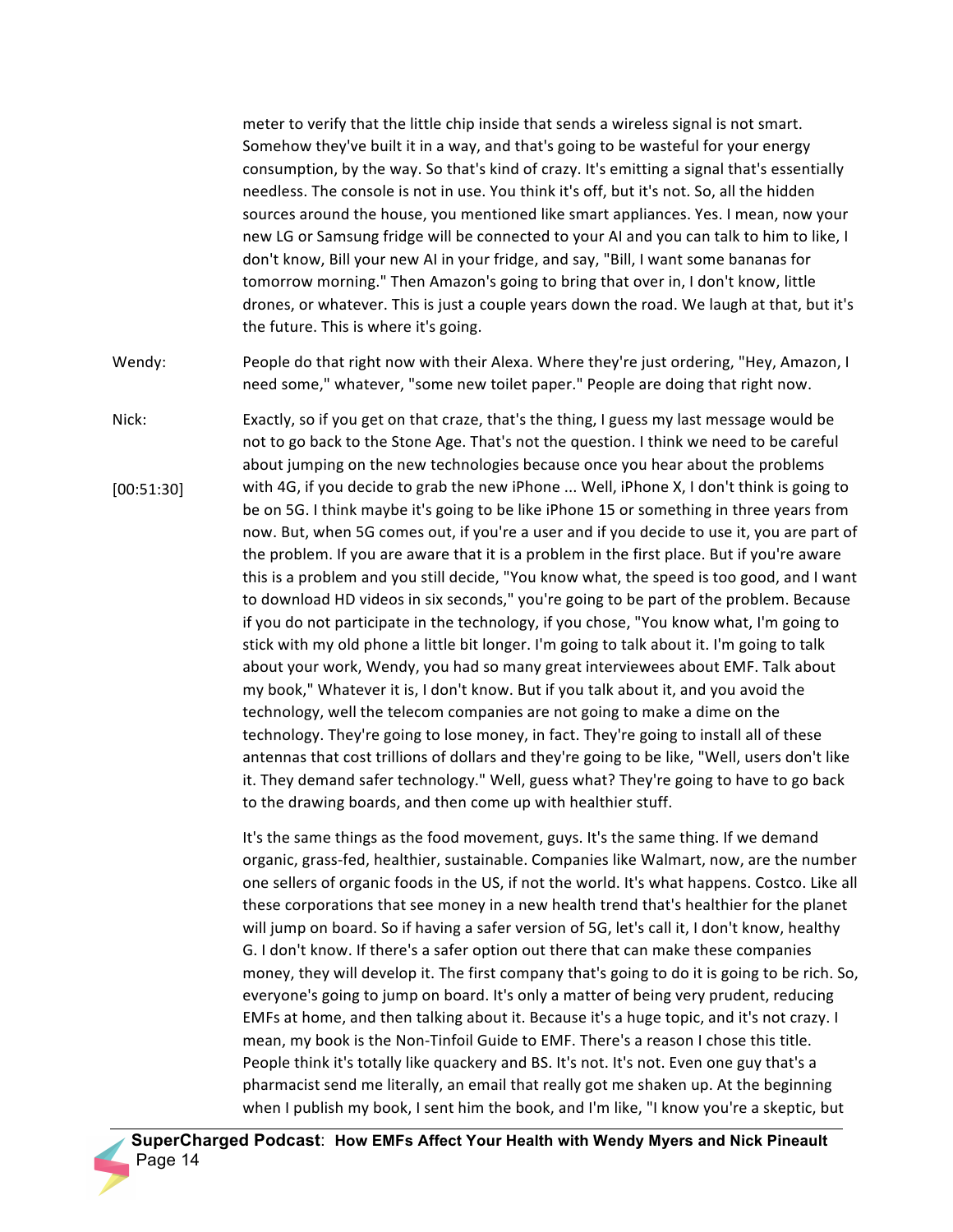meter to verify that the little chip inside that sends a wireless signal is not smart. Somehow they've built it in a way, and that's going to be wasteful for your energy consumption, by the way. So that's kind of crazy. It's emitting a signal that's essentially needless. The console is not in use. You think it's off, but it's not. So, all the hidden sources around the house, you mentioned like smart appliances. Yes. I mean, now your new LG or Samsung fridge will be connected to your AI and you can talk to him to like, I don't know, Bill your new AI in your fridge, and say, "Bill, I want some bananas for tomorrow morning." Then Amazon's going to bring that over in, I don't know, little drones, or whatever. This is just a couple years down the road. We laugh at that, but it's the future. This is where it's going.

Wendy: People do that right now with their Alexa. Where they're just ordering, "Hey, Amazon, I need some," whatever, "some new toilet paper." People are doing that right now.

Nick: Exactly, so if you get on that craze, that's the thing, I guess my last message would be not to go back to the Stone Age. That's not the question. I think we need to be careful about jumping on the new technologies because once you hear about the problems with 4G, if you decide to grab the new iPhone ... Well, iPhone X, I don't think is going to be on 5G. I think maybe it's going to be like iPhone 15 or something in three years from now. But, when 5G comes out, if you're a user and if you decide to use it, you are part of the problem. If you are aware that it is a problem in the first place. But if you're aware this is a problem and you still decide, "You know what, the speed is too good, and I want to download HD videos in six seconds," you're going to be part of the problem. Because if you do not participate in the technology, if you chose, "You know what, I'm going to stick with my old phone a little bit longer. I'm going to talk about it. I'm going to talk about your work, Wendy, you had so many great interviewees about EMF. Talk about my book," Whatever it is, I don't know. But if you talk about it, and you avoid the technology, well the telecom companies are not going to make a dime on the technology. They're going to lose money, in fact. They're going to install all of these antennas that cost trillions of dollars and they're going to be like, "Well, users don't like it. They demand safer technology." Well, guess what? They're going to have to go back to the drawing boards, and then come up with healthier stuff.

[00:51:30]

It's the same things as the food movement, guys. It's the same thing. If we demand organic, grass-fed, healthier, sustainable. Companies like Walmart, now, are the number one sellers of organic foods in the US, if not the world. It's what happens. Costco. Like all these corporations that see money in a new health trend that's healthier for the planet will jump on board. So if having a safer version of 5G, let's call it, I don't know, healthy G. I don't know. If there's a safer option out there that can make these companies money, they will develop it. The first company that's going to do it is going to be rich. So, everyone's going to jump on board. It's only a matter of being very prudent, reducing EMFs at home, and then talking about it. Because it's a huge topic, and it's not crazy. I mean, my book is the Non-Tinfoil Guide to EMF. There's a reason I chose this title. People think it's totally like quackery and BS. It's not. It's not. Even one guy that's a pharmacist send me literally, an email that really got me shaken up. At the beginning when I publish my book, I sent him the book, and I'm like, "I know you're a skeptic, but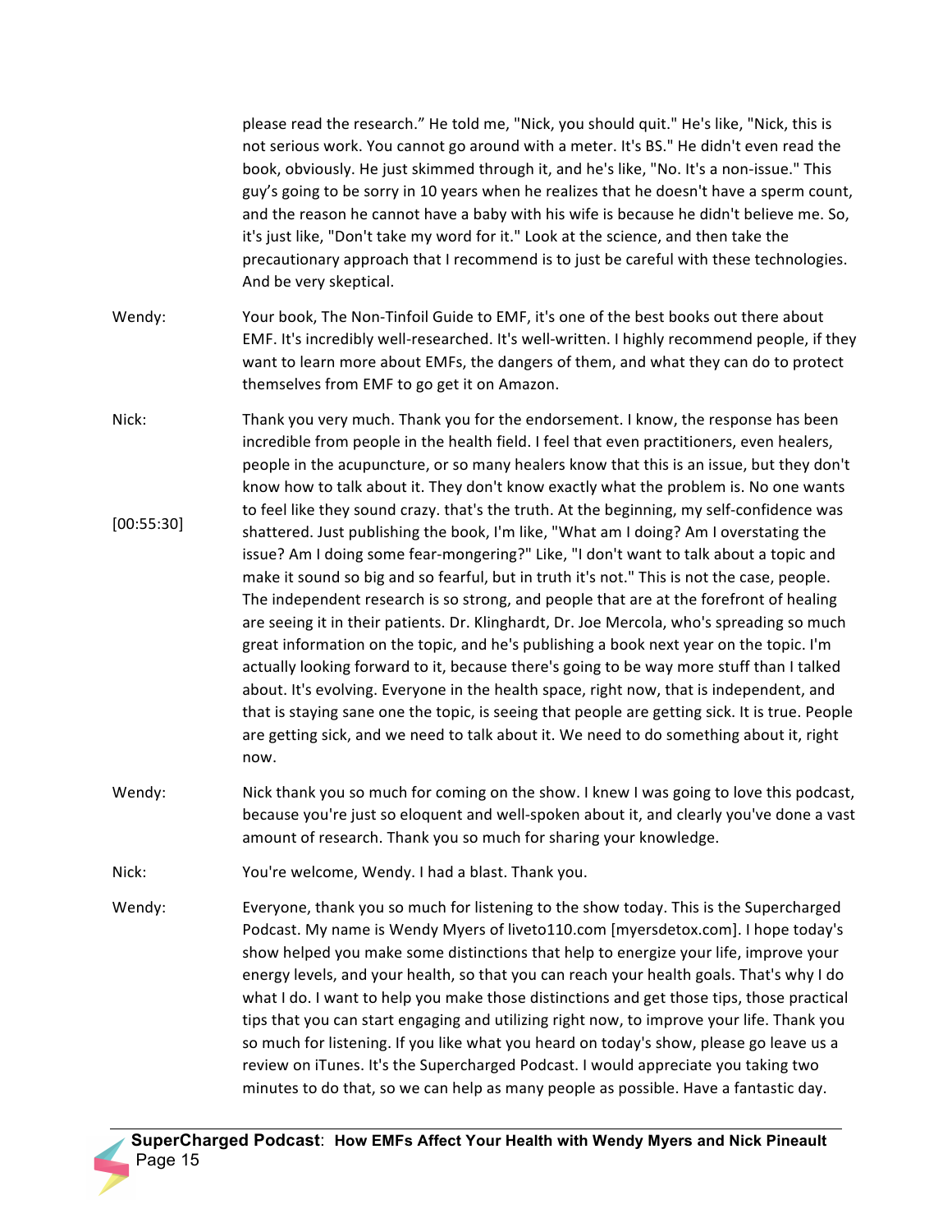please read the research." He told me, "Nick, you should quit." He's like, "Nick, this is not serious work. You cannot go around with a meter. It's BS." He didn't even read the book, obviously. He just skimmed through it, and he's like, "No. It's a non-issue." This guy's going to be sorry in 10 years when he realizes that he doesn't have a sperm count, and the reason he cannot have a baby with his wife is because he didn't believe me. So, it's just like, "Don't take my word for it." Look at the science, and then take the precautionary approach that I recommend is to just be careful with these technologies. And be very skeptical.

Wendy: Your book, The Non-Tinfoil Guide to EMF, it's one of the best books out there about EMF. It's incredibly well-researched. It's well-written. I highly recommend people, if they want to learn more about EMFs, the dangers of them, and what they can do to protect themselves from EMF to go get it on Amazon.

Nick: Thank you very much. Thank you for the endorsement. I know, the response has been incredible from people in the health field. I feel that even practitioners, even healers, people in the acupuncture, or so many healers know that this is an issue, but they don't know how to talk about it. They don't know exactly what the problem is. No one wants to feel like they sound crazy. that's the truth. At the beginning, my self-confidence was shattered. Just publishing the book, I'm like, "What am I doing? Am I overstating the issue? Am I doing some fear-mongering?" Like, "I don't want to talk about a topic and make it sound so big and so fearful, but in truth it's not." This is not the case, people. The independent research is so strong, and people that are at the forefront of healing are seeing it in their patients. Dr. Klinghardt, Dr. Joe Mercola, who's spreading so much great information on the topic, and he's publishing a book next year on the topic. I'm actually looking forward to it, because there's going to be way more stuff than I talked about. It's evolving. Everyone in the health space, right now, that is independent, and that is staying sane one the topic, is seeing that people are getting sick. It is true. People are getting sick, and we need to talk about it. We need to do something about it, right now.

[00:55:30]

Wendy: Nick thank you so much for coming on the show. I knew I was going to love this podcast, because you're just so eloquent and well-spoken about it, and clearly you've done a vast amount of research. Thank you so much for sharing your knowledge.

Nick: You're welcome, Wendy. I had a blast. Thank you.

Wendy: Everyone, thank you so much for listening to the show today. This is the Supercharged Podcast. My name is Wendy Myers of liveto110.com [myersdetox.com]. I hope today's show helped you make some distinctions that help to energize your life, improve your energy levels, and your health, so that you can reach your health goals. That's why I do what I do. I want to help you make those distinctions and get those tips, those practical tips that you can start engaging and utilizing right now, to improve your life. Thank you so much for listening. If you like what you heard on today's show, please go leave us a review on iTunes. It's the Supercharged Podcast. I would appreciate you taking two minutes to do that, so we can help as many people as possible. Have a fantastic day.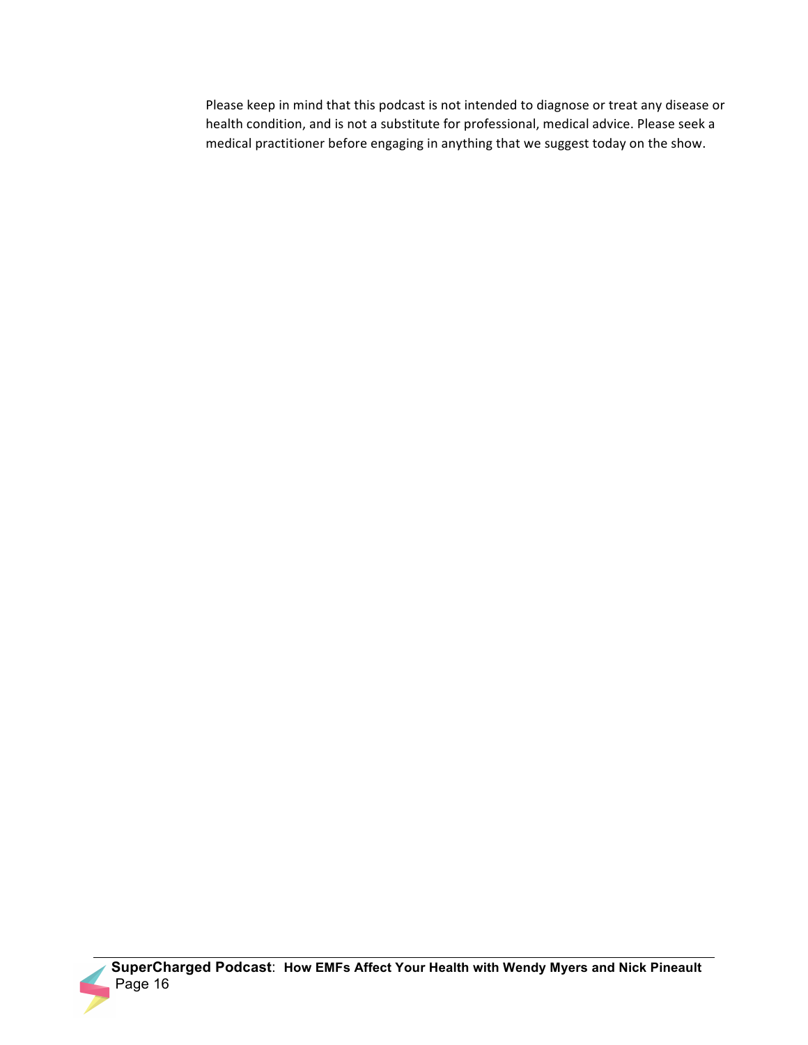Please keep in mind that this podcast is not intended to diagnose or treat any disease or health condition, and is not a substitute for professional, medical advice. Please seek a medical practitioner before engaging in anything that we suggest today on the show.